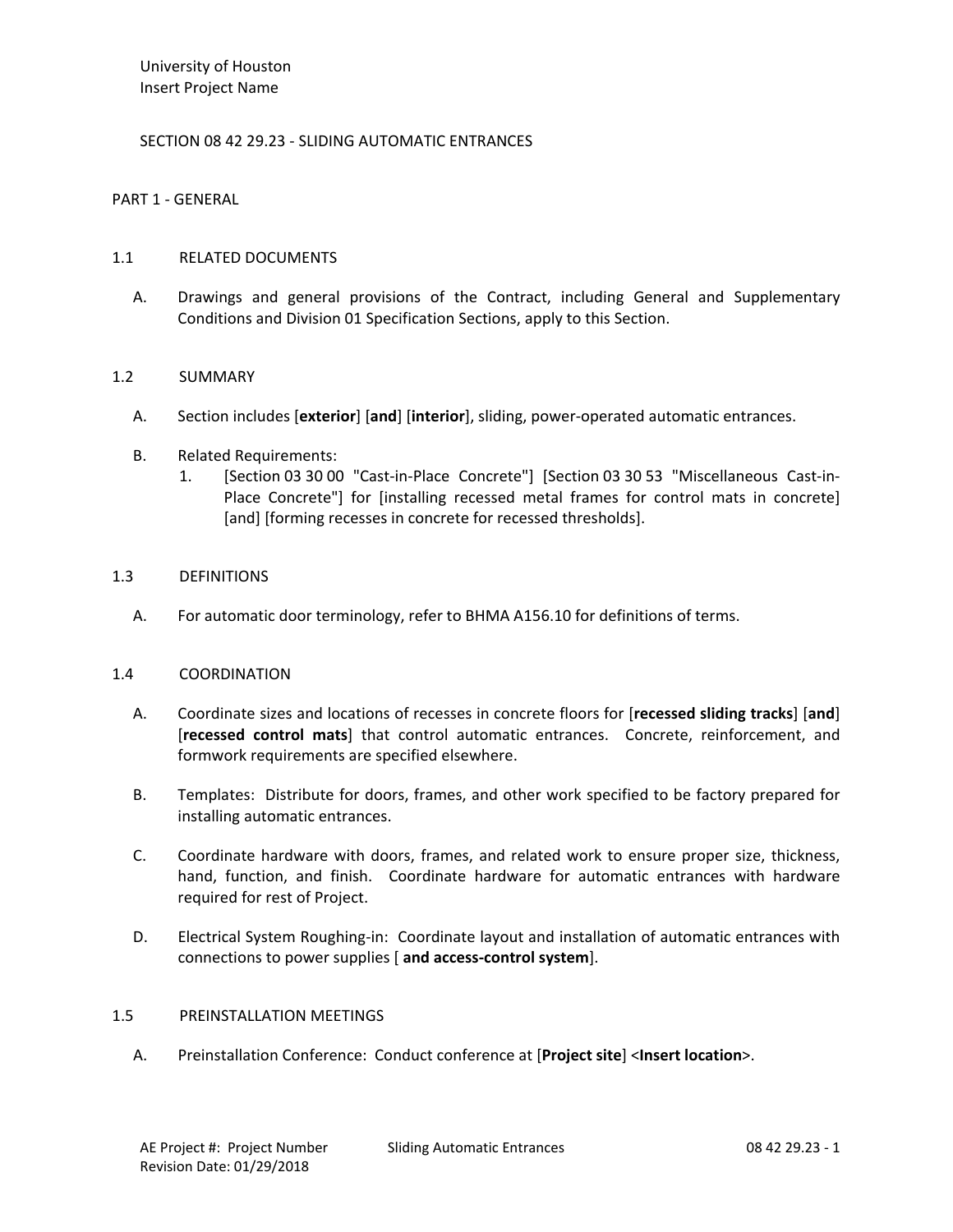University of Houston
Insert Project Name

SECTION 08 42 29.23 - SLIDING AUTOMATIC ENTRANCES

## PART 1 - GENERAL

### 1.1 RELATED DOCUMENTS

A. Drawings and general provisions of the Contract, including General and Supplementary Conditions and Division 01 Specification Sections, apply to this Section.

### 1.2 SUMMARY

A. Section includes [**exterior**] [**and**] [**interior**], sliding, power-operated automatic entrances.

B. Related Requirements:
   1. [Section 03 30 00 "Cast-in-Place Concrete"] [Section 03 30 53 "Miscellaneous Cast-in-Place Concrete"] for [installing recessed metal frames for control mats in concrete] [and] [forming recesses in concrete for recessed thresholds].

### 1.3 DEFINITIONS

A. For automatic door terminology, refer to BHMA A156.10 for definitions of terms.

### 1.4 COORDINATION

A. Coordinate sizes and locations of recesses in concrete floors for [**recessed sliding tracks**] [**and**] [**recessed control mats**] that control automatic entrances. Concrete, reinforcement, and formwork requirements are specified elsewhere.

B. Templates: Distribute for doors, frames, and other work specified to be factory prepared for installing automatic entrances.

C. Coordinate hardware with doors, frames, and related work to ensure proper size, thickness, hand, function, and finish. Coordinate hardware for automatic entrances with hardware required for rest of Project.

D. Electrical System Roughing-in: Coordinate layout and installation of automatic entrances with connections to power supplies [ **and access-control system**].

### 1.5 PREINSTALLATION MEETINGS

A. Preinstallation Conference: Conduct conference at [**Project site**] <**Insert location**>.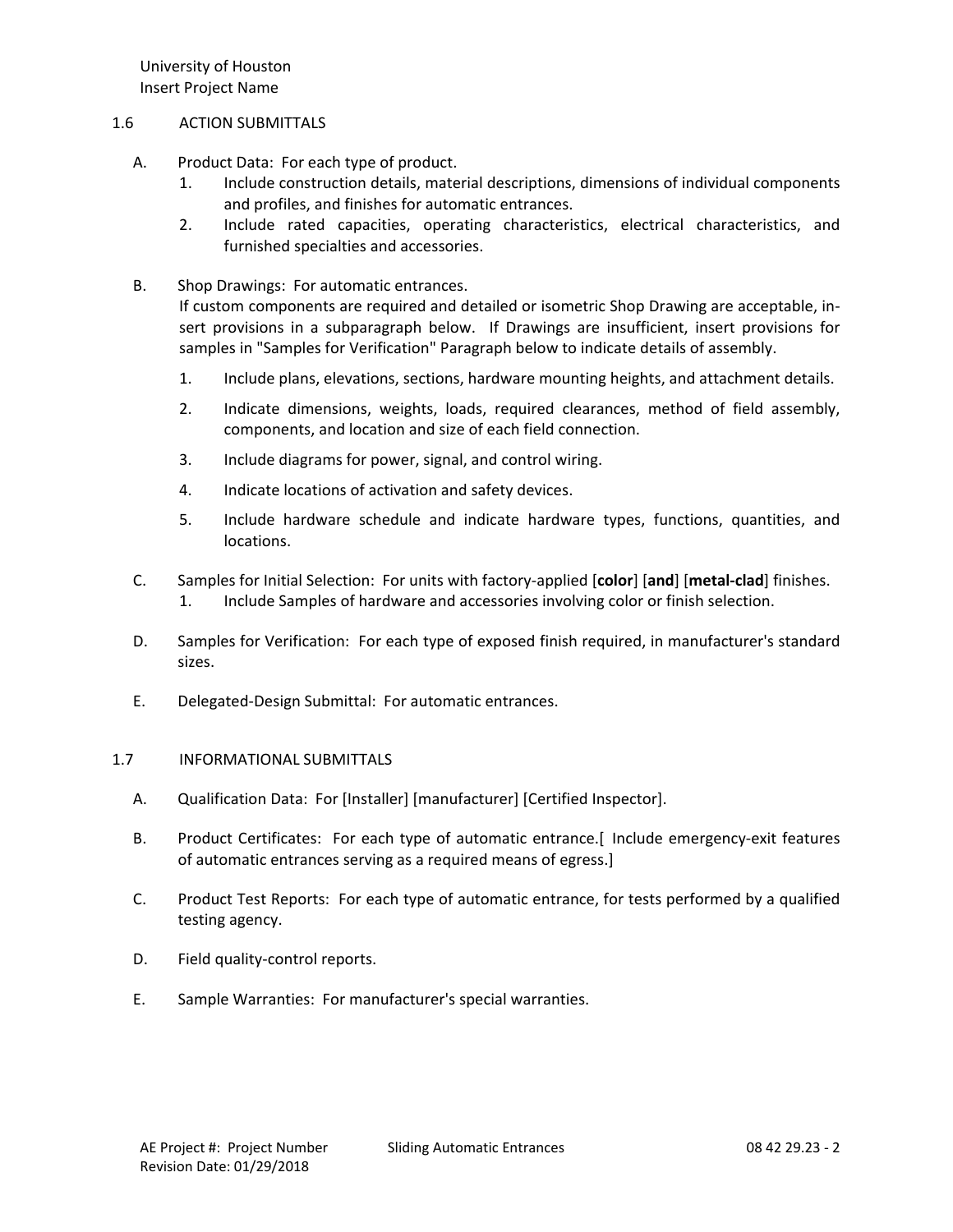## 1.6 ACTION SUBMITTALS

A. Product Data: For each type of product.
   1. Include construction details, material descriptions, dimensions of individual components and profiles, and finishes for automatic entrances.
   2. Include rated capacities, operating characteristics, electrical characteristics, and furnished specialties and accessories.

B. Shop Drawings: For automatic entrances.
   If custom components are required and detailed or isometric Shop Drawing are acceptable, insert provisions in a subparagraph below. If Drawings are insufficient, insert provisions for samples in "Samples for Verification" Paragraph below to indicate details of assembly.
   1. Include plans, elevations, sections, hardware mounting heights, and attachment details.
   2. Indicate dimensions, weights, loads, required clearances, method of field assembly, components, and location and size of each field connection.
   3. Include diagrams for power, signal, and control wiring.
   4. Indicate locations of activation and safety devices.
   5. Include hardware schedule and indicate hardware types, functions, quantities, and locations.

C. Samples for Initial Selection: For units with factory-applied [**color**] [**and**] [**metal-clad**] finishes.
   1. Include Samples of hardware and accessories involving color or finish selection.

D. Samples for Verification: For each type of exposed finish required, in manufacturer's standard sizes.

E. Delegated-Design Submittal: For automatic entrances.

## 1.7 INFORMATIONAL SUBMITTALS

A. Qualification Data: For [Installer] [manufacturer] [Certified Inspector].

B. Product Certificates: For each type of automatic entrance.[ Include emergency-exit features of automatic entrances serving as a required means of egress.]

C. Product Test Reports: For each type of automatic entrance, for tests performed by a qualified testing agency.

D. Field quality-control reports.

E. Sample Warranties: For manufacturer's special warranties.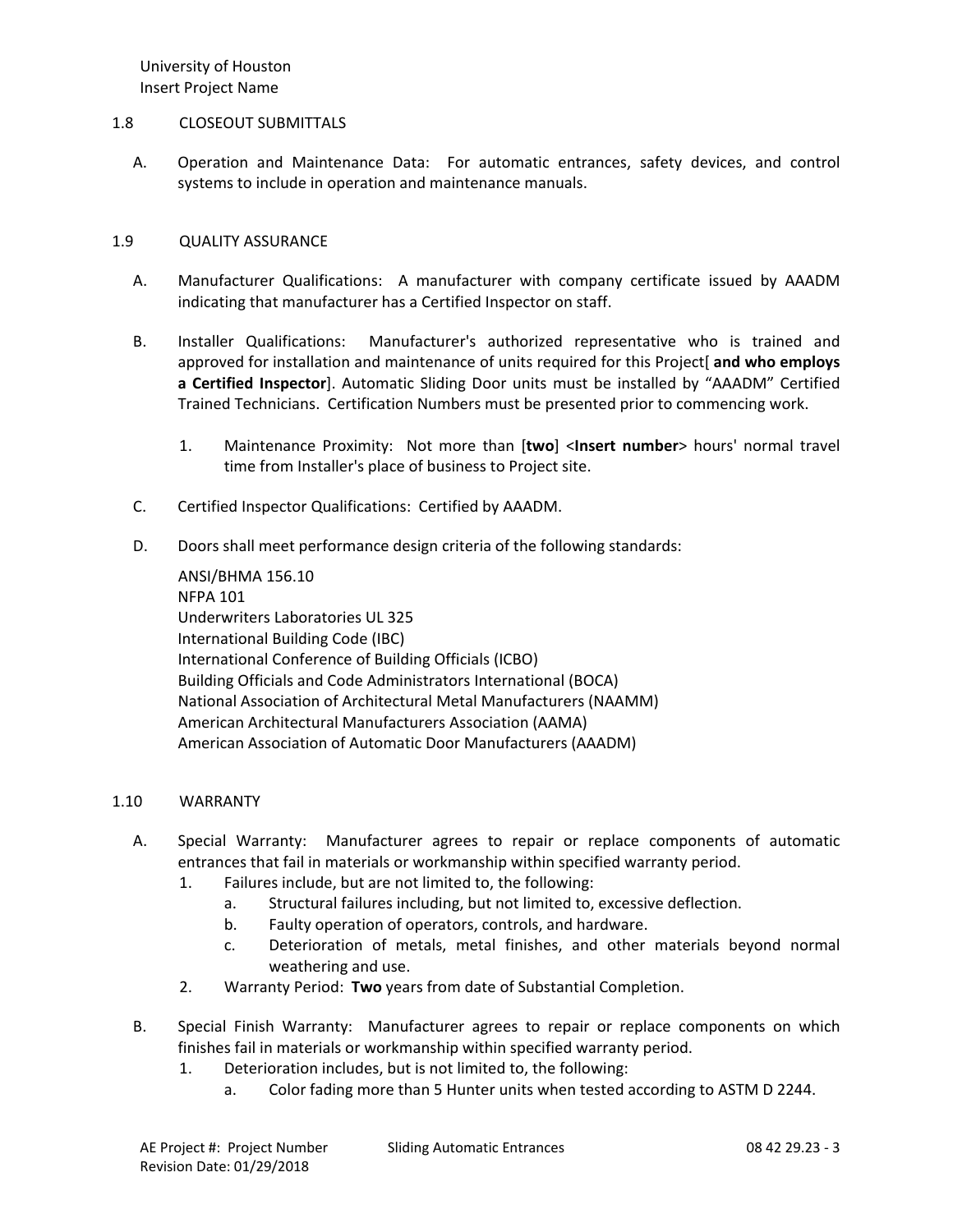## 1.8 CLOSEOUT SUBMITTALS

A. Operation and Maintenance Data: For automatic entrances, safety devices, and control systems to include in operation and maintenance manuals.

## 1.9 QUALITY ASSURANCE

A. Manufacturer Qualifications: A manufacturer with company certificate issued by AAADM indicating that manufacturer has a Certified Inspector on staff.

B. Installer Qualifications: Manufacturer's authorized representative who is trained and approved for installation and maintenance of units required for this Project[ **and who employs a Certified Inspector**]. Automatic Sliding Door units must be installed by "AAADM" Certified Trained Technicians. Certification Numbers must be presented prior to commencing work.

1. Maintenance Proximity: Not more than [**two**] <**Insert number**> hours' normal travel time from Installer's place of business to Project site.

C. Certified Inspector Qualifications: Certified by AAADM.

D. Doors shall meet performance design criteria of the following standards:

ANSI/BHMA 156.10
NFPA 101
Underwriters Laboratories UL 325
International Building Code (IBC)
International Conference of Building Officials (ICBO)
Building Officials and Code Administrators International (BOCA)
National Association of Architectural Metal Manufacturers (NAAMM)
American Architectural Manufacturers Association (AAMA)
American Association of Automatic Door Manufacturers (AAADM)

## 1.10 WARRANTY

A. Special Warranty: Manufacturer agrees to repair or replace components of automatic entrances that fail in materials or workmanship within specified warranty period.
1. Failures include, but are not limited to, the following:
   a. Structural failures including, but not limited to, excessive deflection.
   b. Faulty operation of operators, controls, and hardware.
   c. Deterioration of metals, metal finishes, and other materials beyond normal weathering and use.
2. Warranty Period: **Two** years from date of Substantial Completion.

B. Special Finish Warranty: Manufacturer agrees to repair or replace components on which finishes fail in materials or workmanship within specified warranty period.
1. Deterioration includes, but is not limited to, the following:
   a. Color fading more than 5 Hunter units when tested according to ASTM D 2244.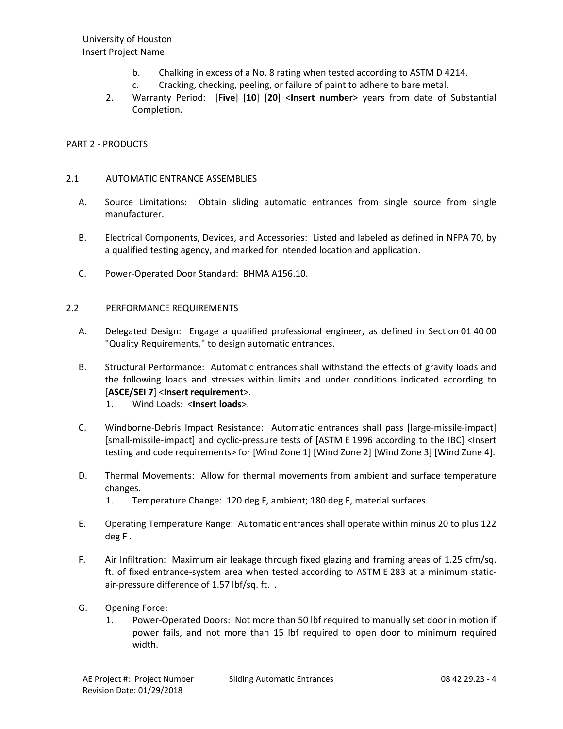b. Chalking in excess of a No. 8 rating when tested according to ASTM D 4214.
c. Cracking, checking, peeling, or failure of paint to adhere to bare metal.

2. Warranty Period: [**Five**] [**10**] [**20**] <**Insert number**> years from date of Substantial Completion.

## PART 2 - PRODUCTS

### 2.1 AUTOMATIC ENTRANCE ASSEMBLIES

A. Source Limitations: Obtain sliding automatic entrances from single source from single manufacturer.

B. Electrical Components, Devices, and Accessories: Listed and labeled as defined in NFPA 70, by a qualified testing agency, and marked for intended location and application.

C. Power-Operated Door Standard: BHMA A156.10.

### 2.2 PERFORMANCE REQUIREMENTS

A. Delegated Design: Engage a qualified professional engineer, as defined in Section 01 40 00 "Quality Requirements," to design automatic entrances.

B. Structural Performance: Automatic entrances shall withstand the effects of gravity loads and the following loads and stresses within limits and under conditions indicated according to [**ASCE/SEI 7**] <**Insert requirement**>.
   1. Wind Loads: <**Insert loads**>.

C. Windborne-Debris Impact Resistance: Automatic entrances shall pass [large-missile-impact] [small-missile-impact] and cyclic-pressure tests of [ASTM E 1996 according to the IBC] <Insert testing and code requirements> for [Wind Zone 1] [Wind Zone 2] [Wind Zone 3] [Wind Zone 4].

D. Thermal Movements: Allow for thermal movements from ambient and surface temperature changes.
   1. Temperature Change: 120 deg F, ambient; 180 deg F, material surfaces.

E. Operating Temperature Range: Automatic entrances shall operate within minus 20 to plus 122 deg F .

F. Air Infiltration: Maximum air leakage through fixed glazing and framing areas of 1.25 cfm/sq. ft. of fixed entrance-system area when tested according to ASTM E 283 at a minimum static-air-pressure difference of 1.57 lbf/sq. ft. .

G. Opening Force:
   1. Power-Operated Doors: Not more than 50 lbf required to manually set door in motion if power fails, and not more than 15 lbf required to open door to minimum required width.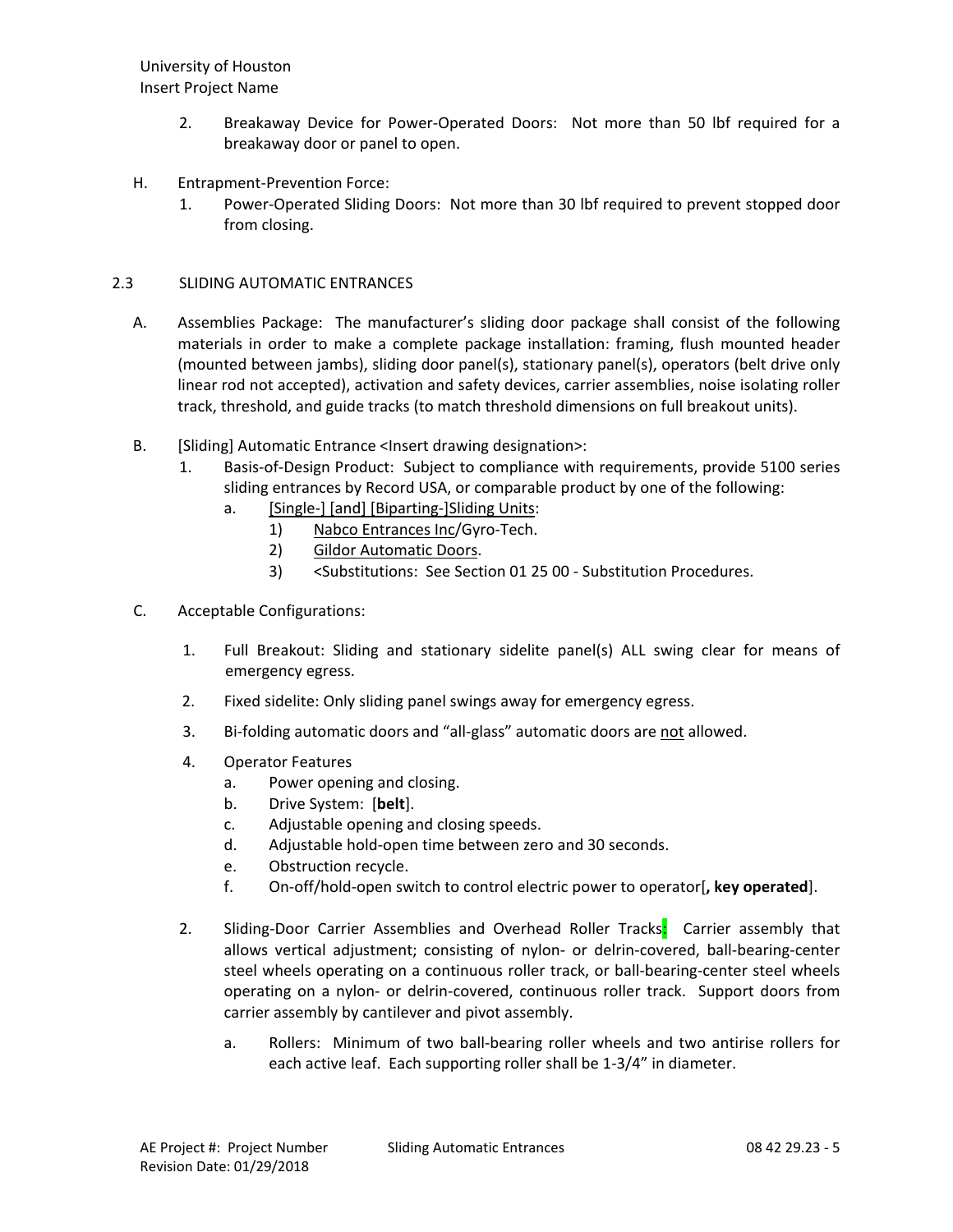2. Breakaway Device for Power-Operated Doors: Not more than 50 lbf required for a breakaway door or panel to open.

H. Entrapment-Prevention Force:

1. Power-Operated Sliding Doors: Not more than 30 lbf required to prevent stopped door from closing.

## 2.3 SLIDING AUTOMATIC ENTRANCES

A. Assemblies Package: The manufacturer's sliding door package shall consist of the following materials in order to make a complete package installation: framing, flush mounted header (mounted between jambs), sliding door panel(s), stationary panel(s), operators (belt drive only linear rod not accepted), activation and safety devices, carrier assemblies, noise isolating roller track, threshold, and guide tracks (to match threshold dimensions on full breakout units).

B. [Sliding] Automatic Entrance <Insert drawing designation>:

1. Basis-of-Design Product: Subject to compliance with requirements, provide 5100 series sliding entrances by Record USA, or comparable product by one of the following:
   a. [Single-] [and] [Biparting-]Sliding Units:
      1) Nabco Entrances Inc/Gyro-Tech.
      2) Gildor Automatic Doors.
      3) <Substitutions: See Section 01 25 00 - Substitution Procedures.

C. Acceptable Configurations:

1. Full Breakout: Sliding and stationary sidelite panel(s) ALL swing clear for means of emergency egress.

2. Fixed sidelite: Only sliding panel swings away for emergency egress.

3. Bi-folding automatic doors and "all-glass" automatic doors are not allowed.

4. Operator Features
   a. Power opening and closing.
   b. Drive System: [**belt**].
   c. Adjustable opening and closing speeds.
   d. Adjustable hold-open time between zero and 30 seconds.
   e. Obstruction recycle.
   f. On-off/hold-open switch to control electric power to operator[**, key operated**].

2. Sliding-Door Carrier Assemblies and Overhead Roller Tracks: Carrier assembly that allows vertical adjustment; consisting of nylon- or delrin-covered, ball-bearing-center steel wheels operating on a continuous roller track, or ball-bearing-center steel wheels operating on a nylon- or delrin-covered, continuous roller track. Support doors from carrier assembly by cantilever and pivot assembly.

   a. Rollers: Minimum of two ball-bearing roller wheels and two antirise rollers for each active leaf. Each supporting roller shall be 1-3/4" in diameter.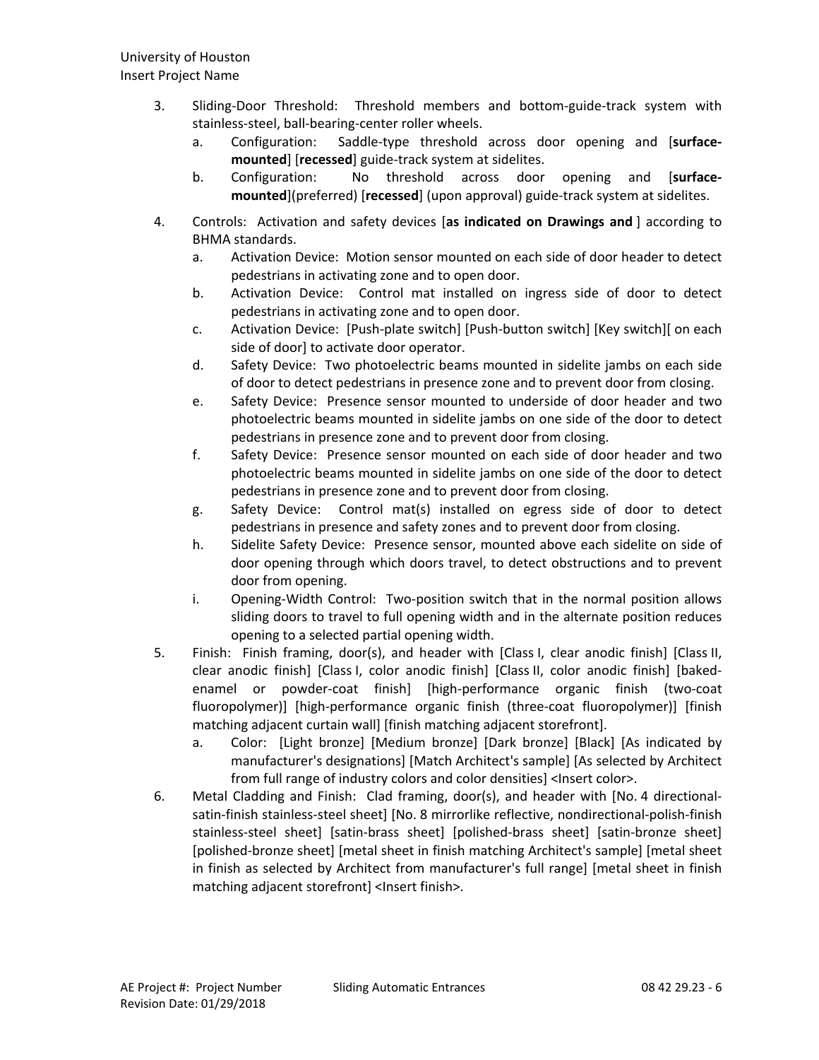3. Sliding-Door Threshold: Threshold members and bottom-guide-track system with stainless-steel, ball-bearing-center roller wheels.
   a. Configuration: Saddle-type threshold across door opening and [**surface-mounted**] [**recessed**] guide-track system at sidelites.
   b. Configuration: No threshold across door opening and [**surface-mounted**](preferred) [**recessed**] (upon approval) guide-track system at sidelites.
4. Controls: Activation and safety devices [**as indicated on Drawings and** ] according to BHMA standards.
   a. Activation Device: Motion sensor mounted on each side of door header to detect pedestrians in activating zone and to open door.
   b. Activation Device: Control mat installed on ingress side of door to detect pedestrians in activating zone and to open door.
   c. Activation Device: [Push-plate switch] [Push-button switch] [Key switch][ on each side of door] to activate door operator.
   d. Safety Device: Two photoelectric beams mounted in sidelite jambs on each side of door to detect pedestrians in presence zone and to prevent door from closing.
   e. Safety Device: Presence sensor mounted to underside of door header and two photoelectric beams mounted in sidelite jambs on one side of the door to detect pedestrians in presence zone and to prevent door from closing.
   f. Safety Device: Presence sensor mounted on each side of door header and two photoelectric beams mounted in sidelite jambs on one side of the door to detect pedestrians in presence zone and to prevent door from closing.
   g. Safety Device: Control mat(s) installed on egress side of door to detect pedestrians in presence and safety zones and to prevent door from closing.
   h. Sidelite Safety Device: Presence sensor, mounted above each sidelite on side of door opening through which doors travel, to detect obstructions and to prevent door from opening.
   i. Opening-Width Control: Two-position switch that in the normal position allows sliding doors to travel to full opening width and in the alternate position reduces opening to a selected partial opening width.
5. Finish: Finish framing, door(s), and header with [Class I, clear anodic finish] [Class II, clear anodic finish] [Class I, color anodic finish] [Class II, color anodic finish] [baked-enamel or powder-coat finish] [high-performance organic finish (two-coat fluoropolymer)] [high-performance organic finish (three-coat fluoropolymer)] [finish matching adjacent curtain wall] [finish matching adjacent storefront].
   a. Color: [Light bronze] [Medium bronze] [Dark bronze] [Black] [As indicated by manufacturer's designations] [Match Architect's sample] [As selected by Architect from full range of industry colors and color densities] <Insert color>.
6. Metal Cladding and Finish: Clad framing, door(s), and header with [No. 4 directional-satin-finish stainless-steel sheet] [No. 8 mirrorlike reflective, nondirectional-polish-finish stainless-steel sheet] [satin-brass sheet] [polished-brass sheet] [satin-bronze sheet] [polished-bronze sheet] [metal sheet in finish matching Architect's sample] [metal sheet in finish as selected by Architect from manufacturer's full range] [metal sheet in finish matching adjacent storefront] <Insert finish>.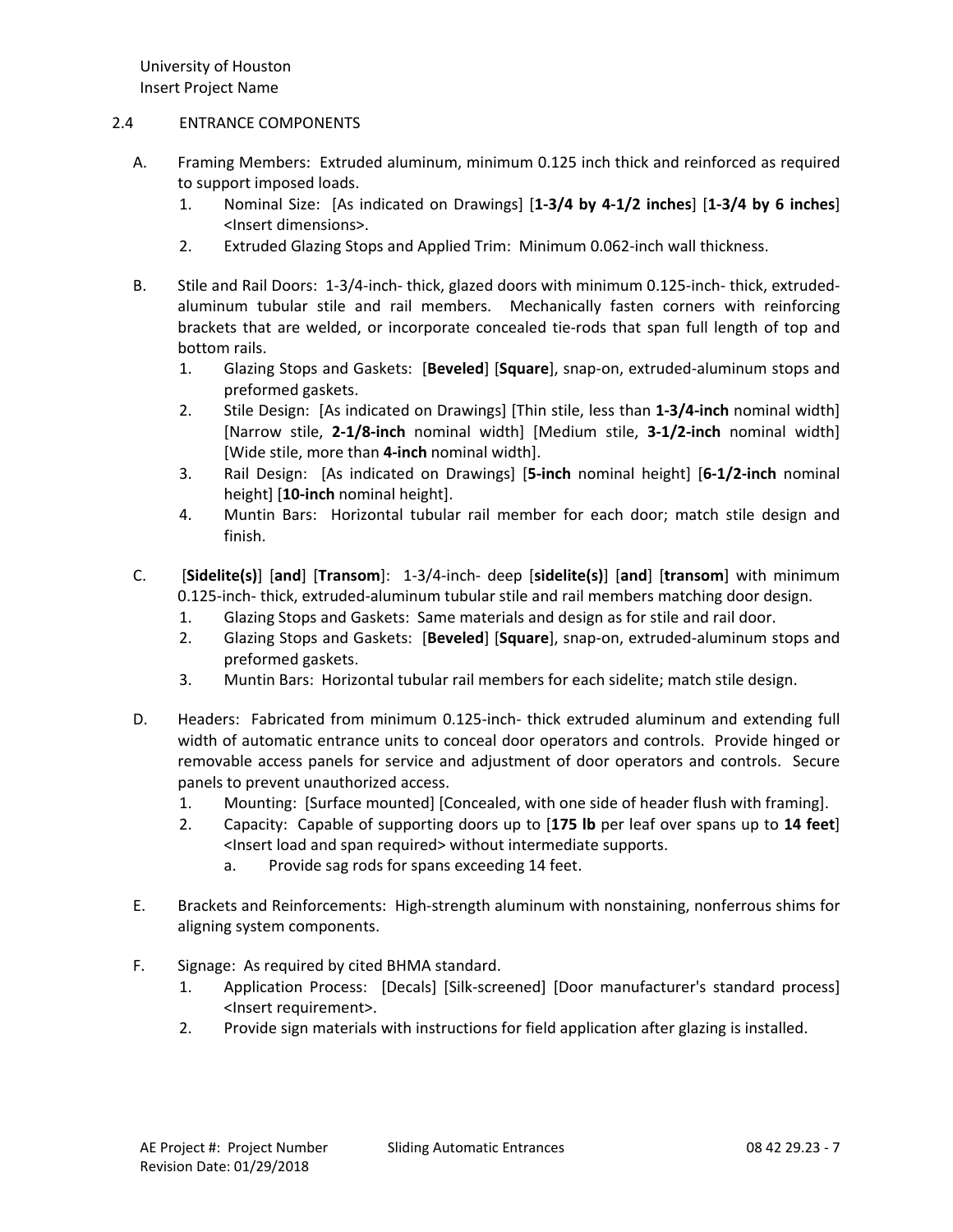## 2.4 ENTRANCE COMPONENTS

A. Framing Members: Extruded aluminum, minimum 0.125 inch thick and reinforced as required to support imposed loads.
   1. Nominal Size: [As indicated on Drawings] [**1-3/4 by 4-1/2 inches**] [**1-3/4 by 6 inches**] <Insert dimensions>.
   2. Extruded Glazing Stops and Applied Trim: Minimum 0.062-inch wall thickness.

B. Stile and Rail Doors: 1-3/4-inch- thick, glazed doors with minimum 0.125-inch- thick, extruded-aluminum tubular stile and rail members. Mechanically fasten corners with reinforcing brackets that are welded, or incorporate concealed tie-rods that span full length of top and bottom rails.
   1. Glazing Stops and Gaskets: [**Beveled**] [**Square**], snap-on, extruded-aluminum stops and preformed gaskets.
   2. Stile Design: [As indicated on Drawings] [Thin stile, less than **1-3/4-inch** nominal width] [Narrow stile, **2-1/8-inch** nominal width] [Medium stile, **3-1/2-inch** nominal width] [Wide stile, more than **4-inch** nominal width].
   3. Rail Design: [As indicated on Drawings] [**5-inch** nominal height] [**6-1/2-inch** nominal height] [**10-inch** nominal height].
   4. Muntin Bars: Horizontal tubular rail member for each door; match stile design and finish.

C. [**Sidelite(s)**] [**and**] [**Transom**]: 1-3/4-inch- deep [**sidelite(s)**] [**and**] [**transom**] with minimum 0.125-inch- thick, extruded-aluminum tubular stile and rail members matching door design.
   1. Glazing Stops and Gaskets: Same materials and design as for stile and rail door.
   2. Glazing Stops and Gaskets: [**Beveled**] [**Square**], snap-on, extruded-aluminum stops and preformed gaskets.
   3. Muntin Bars: Horizontal tubular rail members for each sidelite; match stile design.

D. Headers: Fabricated from minimum 0.125-inch- thick extruded aluminum and extending full width of automatic entrance units to conceal door operators and controls. Provide hinged or removable access panels for service and adjustment of door operators and controls. Secure panels to prevent unauthorized access.
   1. Mounting: [Surface mounted] [Concealed, with one side of header flush with framing].
   2. Capacity: Capable of supporting doors up to [**175 lb** per leaf over spans up to **14 feet**] <Insert load and span required> without intermediate supports.
      a. Provide sag rods for spans exceeding 14 feet.

E. Brackets and Reinforcements: High-strength aluminum with nonstaining, nonferrous shims for aligning system components.

F. Signage: As required by cited BHMA standard.
   1. Application Process: [Decals] [Silk-screened] [Door manufacturer's standard process] <Insert requirement>.
   2. Provide sign materials with instructions for field application after glazing is installed.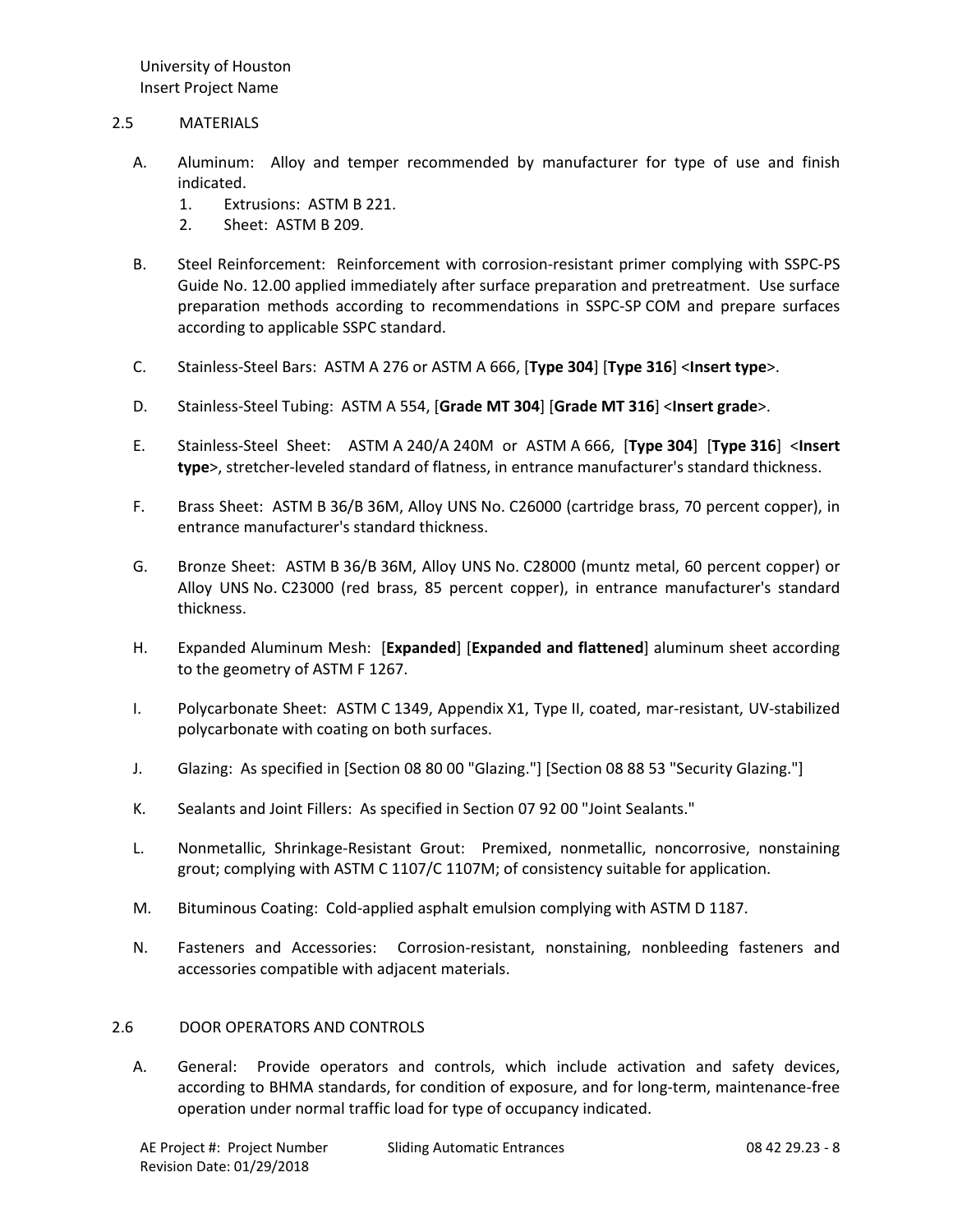## 2.5 MATERIALS

A. Aluminum: Alloy and temper recommended by manufacturer for type of use and finish indicated.

1. Extrusions: ASTM B 221.
2. Sheet: ASTM B 209.

B. Steel Reinforcement: Reinforcement with corrosion-resistant primer complying with SSPC-PS Guide No. 12.00 applied immediately after surface preparation and pretreatment. Use surface preparation methods according to recommendations in SSPC-SP COM and prepare surfaces according to applicable SSPC standard.

C. Stainless-Steel Bars: ASTM A 276 or ASTM A 666, [**Type 304**] [**Type 316**] <**Insert type**>.

D. Stainless-Steel Tubing: ASTM A 554, [**Grade MT 304**] [**Grade MT 316**] <**Insert grade**>.

E. Stainless-Steel Sheet: ASTM A 240/A 240M or ASTM A 666, [**Type 304**] [**Type 316**] <**Insert type**>, stretcher-leveled standard of flatness, in entrance manufacturer's standard thickness.

F. Brass Sheet: ASTM B 36/B 36M, Alloy UNS No. C26000 (cartridge brass, 70 percent copper), in entrance manufacturer's standard thickness.

G. Bronze Sheet: ASTM B 36/B 36M, Alloy UNS No. C28000 (muntz metal, 60 percent copper) or Alloy UNS No. C23000 (red brass, 85 percent copper), in entrance manufacturer's standard thickness.

H. Expanded Aluminum Mesh: [**Expanded**] [**Expanded and flattened**] aluminum sheet according to the geometry of ASTM F 1267.

I. Polycarbonate Sheet: ASTM C 1349, Appendix X1, Type II, coated, mar-resistant, UV-stabilized polycarbonate with coating on both surfaces.

J. Glazing: As specified in [Section 08 80 00 "Glazing."] [Section 08 88 53 "Security Glazing."]

K. Sealants and Joint Fillers: As specified in Section 07 92 00 "Joint Sealants."

L. Nonmetallic, Shrinkage-Resistant Grout: Premixed, nonmetallic, noncorrosive, nonstaining grout; complying with ASTM C 1107/C 1107M; of consistency suitable for application.

M. Bituminous Coating: Cold-applied asphalt emulsion complying with ASTM D 1187.

N. Fasteners and Accessories: Corrosion-resistant, nonstaining, nonbleeding fasteners and accessories compatible with adjacent materials.

## 2.6 DOOR OPERATORS AND CONTROLS

A. General: Provide operators and controls, which include activation and safety devices, according to BHMA standards, for condition of exposure, and for long-term, maintenance-free operation under normal traffic load for type of occupancy indicated.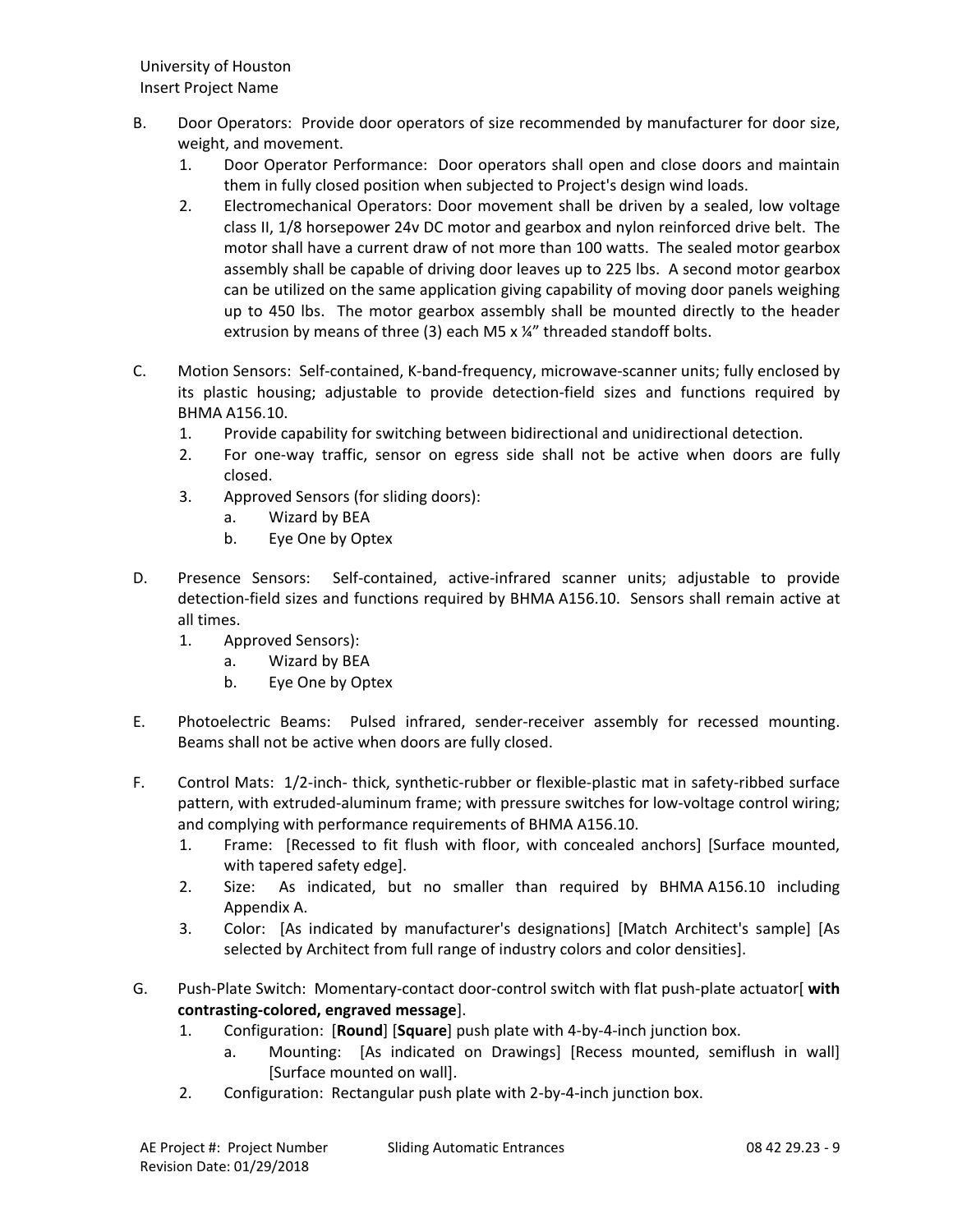B. Door Operators: Provide door operators of size recommended by manufacturer for door size, weight, and movement.

1. Door Operator Performance: Door operators shall open and close doors and maintain them in fully closed position when subjected to Project's design wind loads.
2. Electromechanical Operators: Door movement shall be driven by a sealed, low voltage class II, 1/8 horsepower 24v DC motor and gearbox and nylon reinforced drive belt. The motor shall have a current draw of not more than 100 watts. The sealed motor gearbox assembly shall be capable of driving door leaves up to 225 lbs. A second motor gearbox can be utilized on the same application giving capability of moving door panels weighing up to 450 lbs. The motor gearbox assembly shall be mounted directly to the header extrusion by means of three (3) each M5 x ¼" threaded standoff bolts.

C. Motion Sensors: Self-contained, K-band-frequency, microwave-scanner units; fully enclosed by its plastic housing; adjustable to provide detection-field sizes and functions required by BHMA A156.10.

1. Provide capability for switching between bidirectional and unidirectional detection.
2. For one-way traffic, sensor on egress side shall not be active when doors are fully closed.
3. Approved Sensors (for sliding doors):
   a. Wizard by BEA
   b. Eye One by Optex

D. Presence Sensors: Self-contained, active-infrared scanner units; adjustable to provide detection-field sizes and functions required by BHMA A156.10. Sensors shall remain active at all times.

1. Approved Sensors):
   a. Wizard by BEA
   b. Eye One by Optex

E. Photoelectric Beams: Pulsed infrared, sender-receiver assembly for recessed mounting. Beams shall not be active when doors are fully closed.

F. Control Mats: 1/2-inch- thick, synthetic-rubber or flexible-plastic mat in safety-ribbed surface pattern, with extruded-aluminum frame; with pressure switches for low-voltage control wiring; and complying with performance requirements of BHMA A156.10.

1. Frame: [Recessed to fit flush with floor, with concealed anchors] [Surface mounted, with tapered safety edge].
2. Size: As indicated, but no smaller than required by BHMA A156.10 including Appendix A.
3. Color: [As indicated by manufacturer's designations] [Match Architect's sample] [As selected by Architect from full range of industry colors and color densities].

G. Push-Plate Switch: Momentary-contact door-control switch with flat push-plate actuator[ **with contrasting-colored, engraved message**].

1. Configuration: [**Round**] [**Square**] push plate with 4-by-4-inch junction box.
   a. Mounting: [As indicated on Drawings] [Recess mounted, semiflush in wall] [Surface mounted on wall].
2. Configuration: Rectangular push plate with 2-by-4-inch junction box.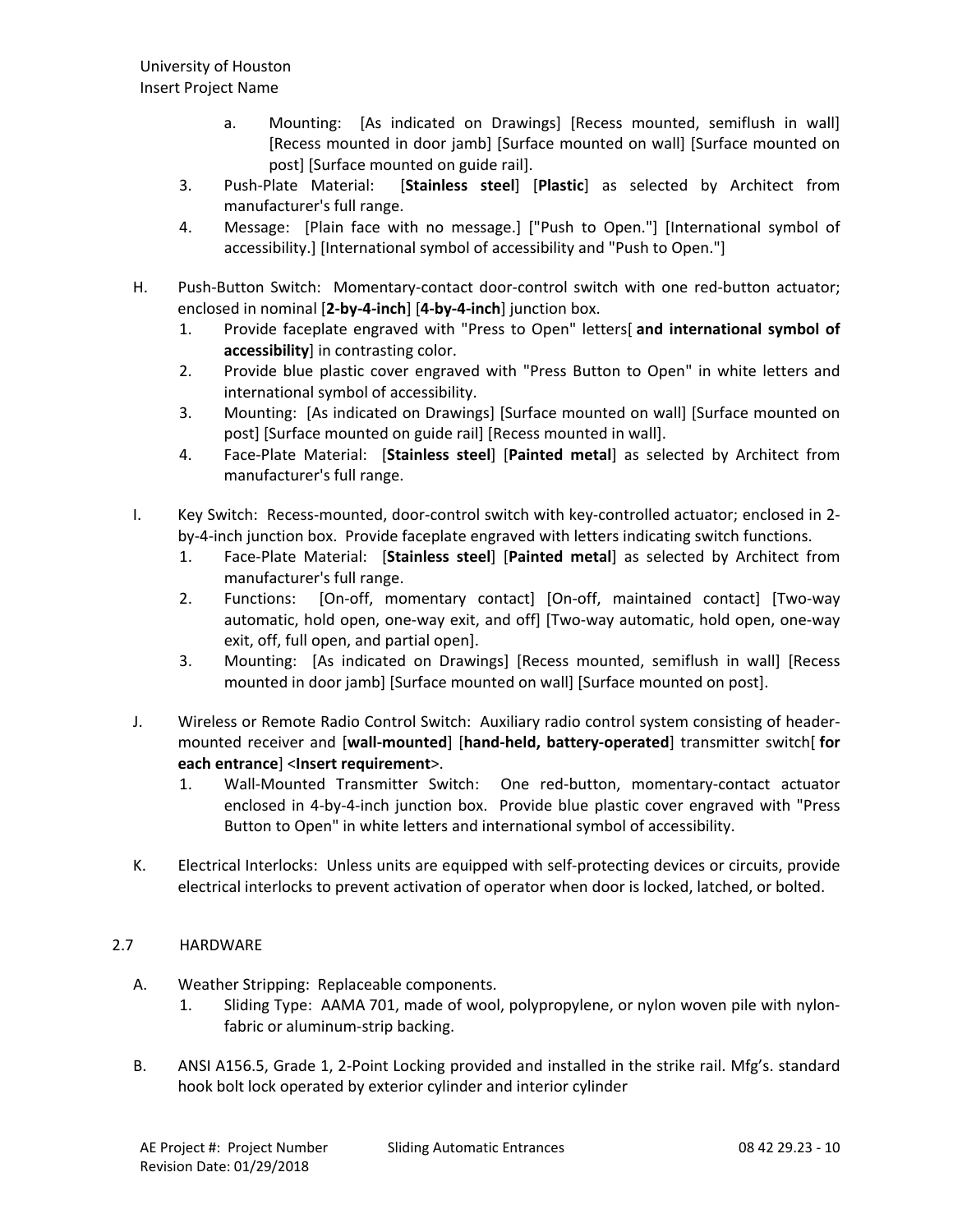a. Mounting: [As indicated on Drawings] [Recess mounted, semiflush in wall] [Recess mounted in door jamb] [Surface mounted on wall] [Surface mounted on post] [Surface mounted on guide rail].

3. Push-Plate Material: [**Stainless steel**] [**Plastic**] as selected by Architect from manufacturer's full range.
4. Message: [Plain face with no message.] ["Push to Open."] [International symbol of accessibility.] [International symbol of accessibility and "Push to Open."]

H. Push-Button Switch: Momentary-contact door-control switch with one red-button actuator; enclosed in nominal [**2-by-4-inch**] [**4-by-4-inch**] junction box.
   1. Provide faceplate engraved with "Press to Open" letters[ **and international symbol of accessibility**] in contrasting color.
   2. Provide blue plastic cover engraved with "Press Button to Open" in white letters and international symbol of accessibility.
   3. Mounting: [As indicated on Drawings] [Surface mounted on wall] [Surface mounted on post] [Surface mounted on guide rail] [Recess mounted in wall].
   4. Face-Plate Material: [**Stainless steel**] [**Painted metal**] as selected by Architect from manufacturer's full range.

I. Key Switch: Recess-mounted, door-control switch with key-controlled actuator; enclosed in 2-by-4-inch junction box. Provide faceplate engraved with letters indicating switch functions.
   1. Face-Plate Material: [**Stainless steel**] [**Painted metal**] as selected by Architect from manufacturer's full range.
   2. Functions: [On-off, momentary contact] [On-off, maintained contact] [Two-way automatic, hold open, one-way exit, and off] [Two-way automatic, hold open, one-way exit, off, full open, and partial open].
   3. Mounting: [As indicated on Drawings] [Recess mounted, semiflush in wall] [Recess mounted in door jamb] [Surface mounted on wall] [Surface mounted on post].

J. Wireless or Remote Radio Control Switch: Auxiliary radio control system consisting of header-mounted receiver and [**wall-mounted**] [**hand-held, battery-operated**] transmitter switch[ **for each entrance**] <**Insert requirement**>.
   1. Wall-Mounted Transmitter Switch: One red-button, momentary-contact actuator enclosed in 4-by-4-inch junction box. Provide blue plastic cover engraved with "Press Button to Open" in white letters and international symbol of accessibility.

K. Electrical Interlocks: Unless units are equipped with self-protecting devices or circuits, provide electrical interlocks to prevent activation of operator when door is locked, latched, or bolted.

## 2.7 HARDWARE

A. Weather Stripping: Replaceable components.
   1. Sliding Type: AAMA 701, made of wool, polypropylene, or nylon woven pile with nylon-fabric or aluminum-strip backing.

B. ANSI A156.5, Grade 1, 2-Point Locking provided and installed in the strike rail. Mfg's. standard hook bolt lock operated by exterior cylinder and interior cylinder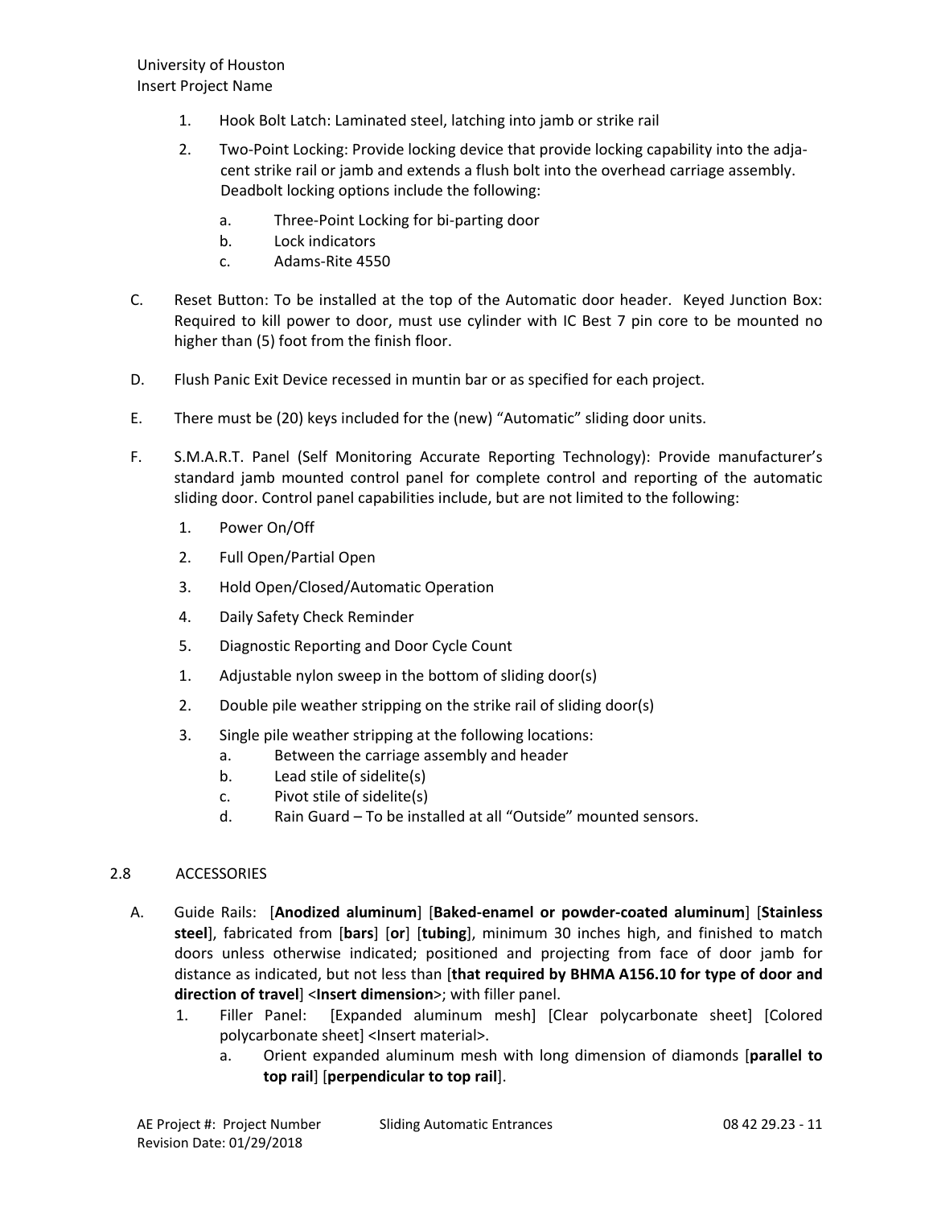1. Hook Bolt Latch: Laminated steel, latching into jamb or strike rail
2. Two-Point Locking: Provide locking device that provide locking capability into the adjacent strike rail or jamb and extends a flush bolt into the overhead carriage assembly. Deadbolt locking options include the following:
    a. Three-Point Locking for bi-parting door
    b. Lock indicators
    c. Adams-Rite 4550

C. Reset Button: To be installed at the top of the Automatic door header. Keyed Junction Box: Required to kill power to door, must use cylinder with IC Best 7 pin core to be mounted no higher than (5) foot from the finish floor.

D. Flush Panic Exit Device recessed in muntin bar or as specified for each project.

E. There must be (20) keys included for the (new) "Automatic" sliding door units.

F. S.M.A.R.T. Panel (Self Monitoring Accurate Reporting Technology): Provide manufacturer's standard jamb mounted control panel for complete control and reporting of the automatic sliding door. Control panel capabilities include, but are not limited to the following:
1. Power On/Off
2. Full Open/Partial Open
3. Hold Open/Closed/Automatic Operation
4. Daily Safety Check Reminder
5. Diagnostic Reporting and Door Cycle Count

1. Adjustable nylon sweep in the bottom of sliding door(s)
2. Double pile weather stripping on the strike rail of sliding door(s)
3. Single pile weather stripping at the following locations:
    a. Between the carriage assembly and header
    b. Lead stile of sidelite(s)
    c. Pivot stile of sidelite(s)
    d. Rain Guard – To be installed at all "Outside" mounted sensors.

## 2.8 ACCESSORIES

A. Guide Rails: [**Anodized aluminum**] [**Baked-enamel or powder-coated aluminum**] [**Stainless steel**], fabricated from [**bars**] [**or**] [**tubing**], minimum 30 inches high, and finished to match doors unless otherwise indicated; positioned and projecting from face of door jamb for distance as indicated, but not less than [**that required by BHMA A156.10 for type of door and direction of travel**] <**Insert dimension**>; with filler panel.
1. Filler Panel: [Expanded aluminum mesh] [Clear polycarbonate sheet] [Colored polycarbonate sheet] <Insert material>.
    a. Orient expanded aluminum mesh with long dimension of diamonds [**parallel to top rail**] [**perpendicular to top rail**].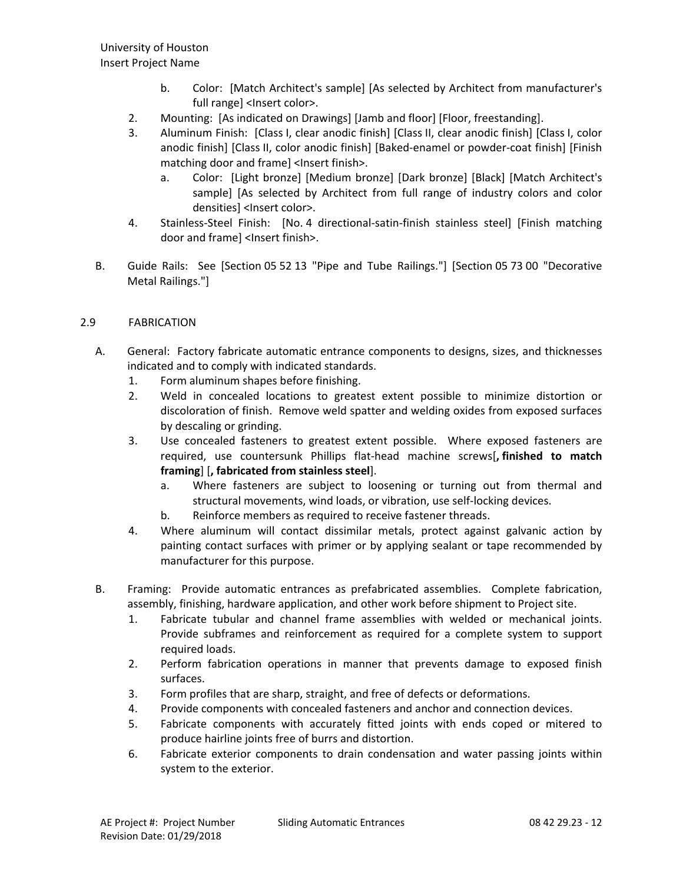b. Color: [Match Architect's sample] [As selected by Architect from manufacturer's full range] <Insert color>.

2. Mounting: [As indicated on Drawings] [Jamb and floor] [Floor, freestanding].
3. Aluminum Finish: [Class I, clear anodic finish] [Class II, clear anodic finish] [Class I, color anodic finish] [Class II, color anodic finish] [Baked-enamel or powder-coat finish] [Finish matching door and frame] <Insert finish>.
   a. Color: [Light bronze] [Medium bronze] [Dark bronze] [Black] [Match Architect's sample] [As selected by Architect from full range of industry colors and color densities] <Insert color>.
4. Stainless-Steel Finish: [No. 4 directional-satin-finish stainless steel] [Finish matching door and frame] <Insert finish>.

B. Guide Rails: See [Section 05 52 13 "Pipe and Tube Railings."] [Section 05 73 00 "Decorative Metal Railings."]

## 2.9 FABRICATION

A. General: Factory fabricate automatic entrance components to designs, sizes, and thicknesses indicated and to comply with indicated standards.
   1. Form aluminum shapes before finishing.
   2. Weld in concealed locations to greatest extent possible to minimize distortion or discoloration of finish. Remove weld spatter and welding oxides from exposed surfaces by descaling or grinding.
   3. Use concealed fasteners to greatest extent possible. Where exposed fasteners are required, use countersunk Phillips flat-head machine screws[**, finished to match framing**] [**, fabricated from stainless steel**].
      a. Where fasteners are subject to loosening or turning out from thermal and structural movements, wind loads, or vibration, use self-locking devices.
      b. Reinforce members as required to receive fastener threads.
   4. Where aluminum will contact dissimilar metals, protect against galvanic action by painting contact surfaces with primer or by applying sealant or tape recommended by manufacturer for this purpose.

B. Framing: Provide automatic entrances as prefabricated assemblies. Complete fabrication, assembly, finishing, hardware application, and other work before shipment to Project site.
   1. Fabricate tubular and channel frame assemblies with welded or mechanical joints. Provide subframes and reinforcement as required for a complete system to support required loads.
   2. Perform fabrication operations in manner that prevents damage to exposed finish surfaces.
   3. Form profiles that are sharp, straight, and free of defects or deformations.
   4. Provide components with concealed fasteners and anchor and connection devices.
   5. Fabricate components with accurately fitted joints with ends coped or mitered to produce hairline joints free of burrs and distortion.
   6. Fabricate exterior components to drain condensation and water passing joints within system to the exterior.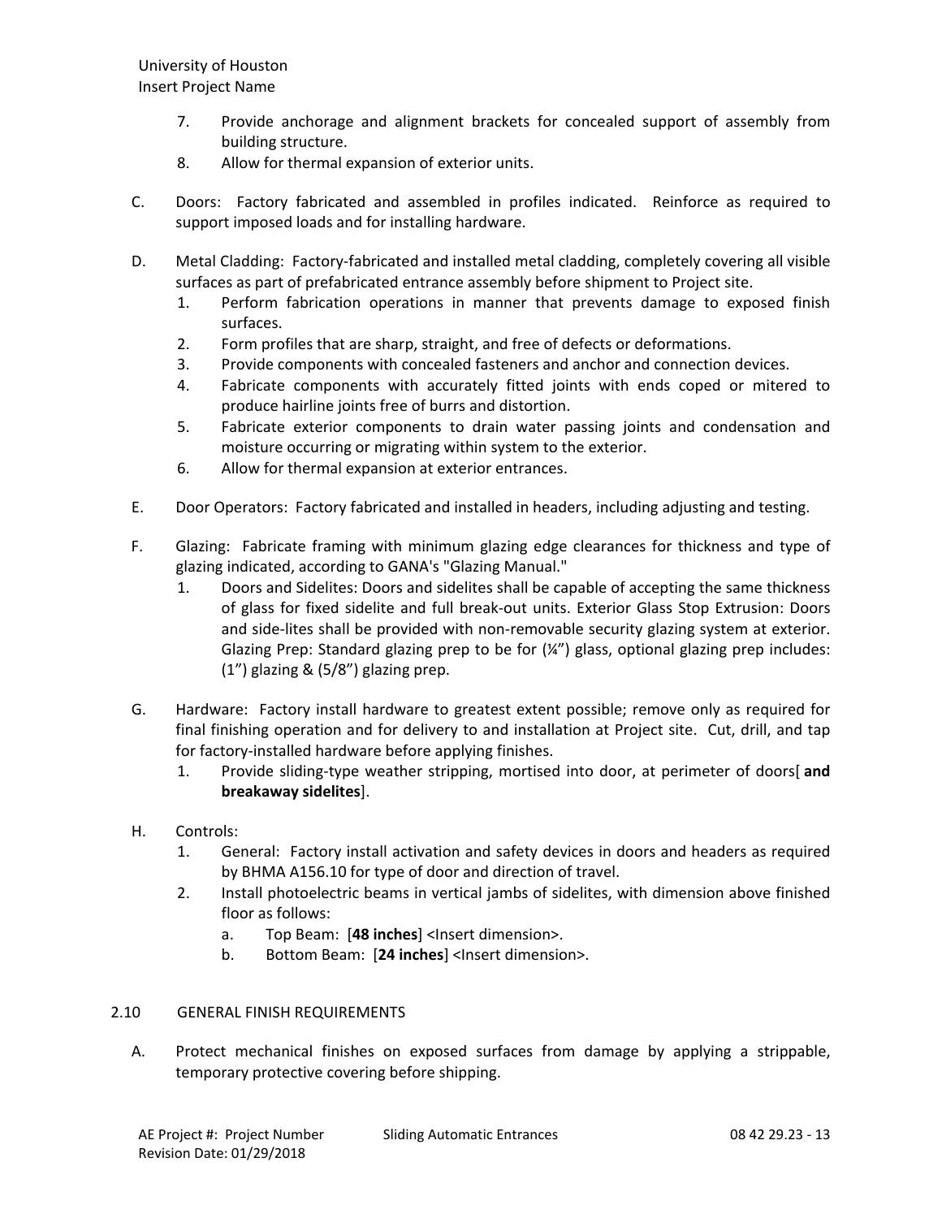7. Provide anchorage and alignment brackets for concealed support of assembly from building structure.
8. Allow for thermal expansion of exterior units.

C. Doors: Factory fabricated and assembled in profiles indicated. Reinforce as required to support imposed loads and for installing hardware.

D. Metal Cladding: Factory-fabricated and installed metal cladding, completely covering all visible surfaces as part of prefabricated entrance assembly before shipment to Project site.
   1. Perform fabrication operations in manner that prevents damage to exposed finish surfaces.
   2. Form profiles that are sharp, straight, and free of defects or deformations.
   3. Provide components with concealed fasteners and anchor and connection devices.
   4. Fabricate components with accurately fitted joints with ends coped or mitered to produce hairline joints free of burrs and distortion.
   5. Fabricate exterior components to drain water passing joints and condensation and moisture occurring or migrating within system to the exterior.
   6. Allow for thermal expansion at exterior entrances.

E. Door Operators: Factory fabricated and installed in headers, including adjusting and testing.

F. Glazing: Fabricate framing with minimum glazing edge clearances for thickness and type of glazing indicated, according to GANA's "Glazing Manual."
   1. Doors and Sidelites: Doors and sidelites shall be capable of accepting the same thickness of glass for fixed sidelite and full break-out units. Exterior Glass Stop Extrusion: Doors and side-lites shall be provided with non-removable security glazing system at exterior. Glazing Prep: Standard glazing prep to be for (¼") glass, optional glazing prep includes: (1") glazing & (5/8") glazing prep.

G. Hardware: Factory install hardware to greatest extent possible; remove only as required for final finishing operation and for delivery to and installation at Project site. Cut, drill, and tap for factory-installed hardware before applying finishes.
   1. Provide sliding-type weather stripping, mortised into door, at perimeter of doors[ **and breakaway sidelites**].

H. Controls:
   1. General: Factory install activation and safety devices in doors and headers as required by BHMA A156.10 for type of door and direction of travel.
   2. Install photoelectric beams in vertical jambs of sidelites, with dimension above finished floor as follows:
      a. Top Beam: [**48 inches**] <Insert dimension>.
      b. Bottom Beam: [**24 inches**] <Insert dimension>.

## 2.10 GENERAL FINISH REQUIREMENTS

A. Protect mechanical finishes on exposed surfaces from damage by applying a strippable, temporary protective covering before shipping.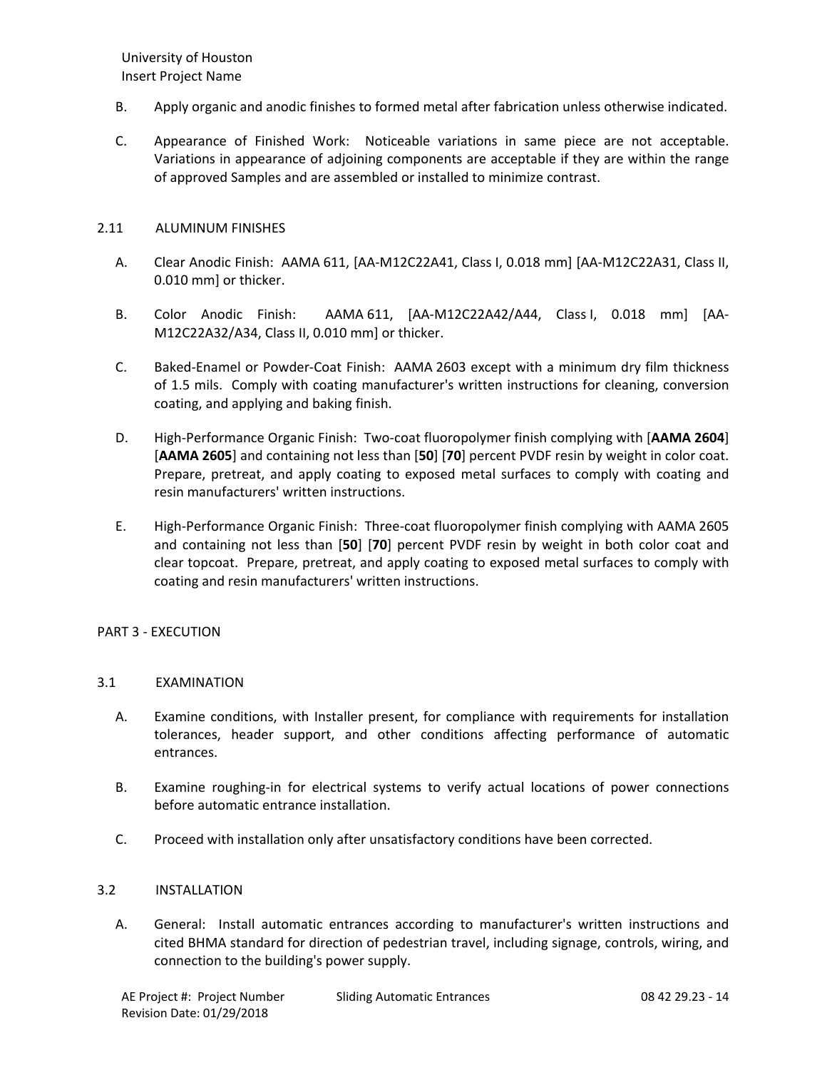B. Apply organic and anodic finishes to formed metal after fabrication unless otherwise indicated.

C. Appearance of Finished Work: Noticeable variations in same piece are not acceptable. Variations in appearance of adjoining components are acceptable if they are within the range of approved Samples and are assembled or installed to minimize contrast.

## 2.11 ALUMINUM FINISHES

A. Clear Anodic Finish: AAMA 611, [AA-M12C22A41, Class I, 0.018 mm] [AA-M12C22A31, Class II, 0.010 mm] or thicker.

B. Color Anodic Finish: AAMA 611, [AA-M12C22A42/A44, Class I, 0.018 mm] [AA-M12C22A32/A34, Class II, 0.010 mm] or thicker.

C. Baked-Enamel or Powder-Coat Finish: AAMA 2603 except with a minimum dry film thickness of 1.5 mils. Comply with coating manufacturer's written instructions for cleaning, conversion coating, and applying and baking finish.

D. High-Performance Organic Finish: Two-coat fluoropolymer finish complying with [**AAMA 2604**] [**AAMA 2605**] and containing not less than [**50**] [**70**] percent PVDF resin by weight in color coat. Prepare, pretreat, and apply coating to exposed metal surfaces to comply with coating and resin manufacturers' written instructions.

E. High-Performance Organic Finish: Three-coat fluoropolymer finish complying with AAMA 2605 and containing not less than [**50**] [**70**] percent PVDF resin by weight in both color coat and clear topcoat. Prepare, pretreat, and apply coating to exposed metal surfaces to comply with coating and resin manufacturers' written instructions.

# PART 3 - EXECUTION

## 3.1 EXAMINATION

A. Examine conditions, with Installer present, for compliance with requirements for installation tolerances, header support, and other conditions affecting performance of automatic entrances.

B. Examine roughing-in for electrical systems to verify actual locations of power connections before automatic entrance installation.

C. Proceed with installation only after unsatisfactory conditions have been corrected.

## 3.2 INSTALLATION

A. General: Install automatic entrances according to manufacturer's written instructions and cited BHMA standard for direction of pedestrian travel, including signage, controls, wiring, and connection to the building's power supply.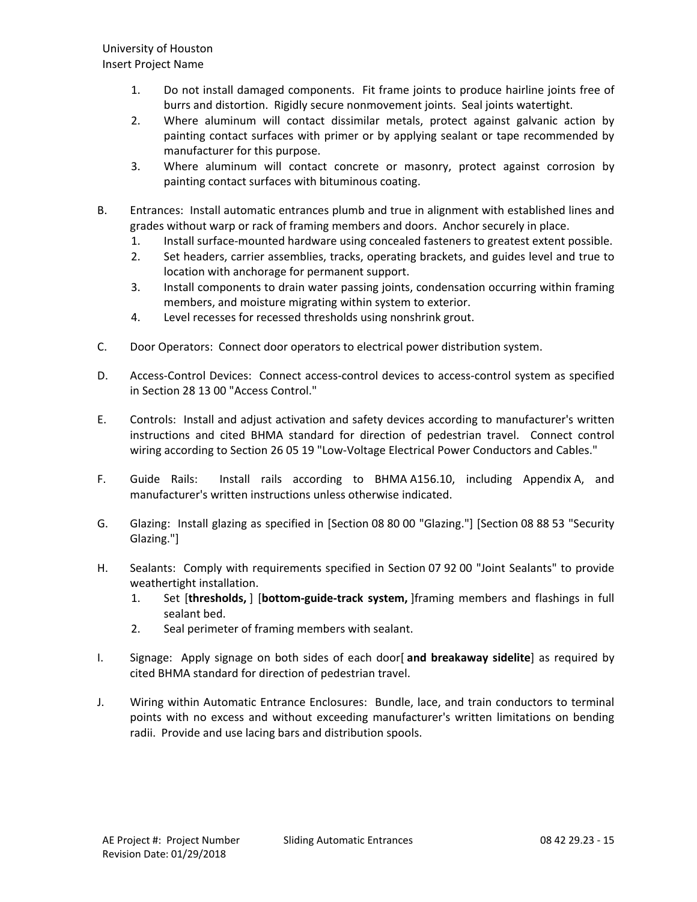1. Do not install damaged components. Fit frame joints to produce hairline joints free of burrs and distortion. Rigidly secure nonmovement joints. Seal joints watertight.
2. Where aluminum will contact dissimilar metals, protect against galvanic action by painting contact surfaces with primer or by applying sealant or tape recommended by manufacturer for this purpose.
3. Where aluminum will contact concrete or masonry, protect against corrosion by painting contact surfaces with bituminous coating.

B. Entrances: Install automatic entrances plumb and true in alignment with established lines and grades without warp or rack of framing members and doors. Anchor securely in place.
   1. Install surface-mounted hardware using concealed fasteners to greatest extent possible.
   2. Set headers, carrier assemblies, tracks, operating brackets, and guides level and true to location with anchorage for permanent support.
   3. Install components to drain water passing joints, condensation occurring within framing members, and moisture migrating within system to exterior.
   4. Level recesses for recessed thresholds using nonshrink grout.

C. Door Operators: Connect door operators to electrical power distribution system.

D. Access-Control Devices: Connect access-control devices to access-control system as specified in Section 28 13 00 "Access Control."

E. Controls: Install and adjust activation and safety devices according to manufacturer's written instructions and cited BHMA standard for direction of pedestrian travel. Connect control wiring according to Section 26 05 19 "Low-Voltage Electrical Power Conductors and Cables."

F. Guide Rails: Install rails according to BHMA A156.10, including Appendix A, and manufacturer's written instructions unless otherwise indicated.

G. Glazing: Install glazing as specified in [Section 08 80 00 "Glazing."] [Section 08 88 53 "Security Glazing."]

H. Sealants: Comply with requirements specified in Section 07 92 00 "Joint Sealants" to provide weathertight installation.
   1. Set [**thresholds,** ] [**bottom-guide-track system,** ]framing members and flashings in full sealant bed.
   2. Seal perimeter of framing members with sealant.

I. Signage: Apply signage on both sides of each door[ **and breakaway sidelite**] as required by cited BHMA standard for direction of pedestrian travel.

J. Wiring within Automatic Entrance Enclosures: Bundle, lace, and train conductors to terminal points with no excess and without exceeding manufacturer's written limitations on bending radii. Provide and use lacing bars and distribution spools.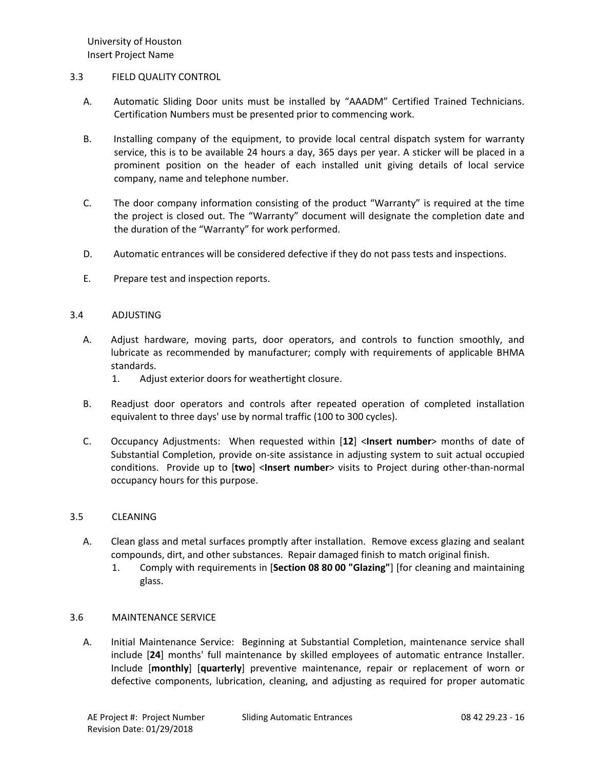## 3.3 FIELD QUALITY CONTROL

A. Automatic Sliding Door units must be installed by “AAADM” Certified Trained Technicians. Certification Numbers must be presented prior to commencing work.

B. Installing company of the equipment, to provide local central dispatch system for warranty service, this is to be available 24 hours a day, 365 days per year. A sticker will be placed in a prominent position on the header of each installed unit giving details of local service company, name and telephone number.

C. The door company information consisting of the product “Warranty” is required at the time the project is closed out. The “Warranty” document will designate the completion date and the duration of the “Warranty” for work performed.

D. Automatic entrances will be considered defective if they do not pass tests and inspections.

E. Prepare test and inspection reports.

## 3.4 ADJUSTING

A. Adjust hardware, moving parts, door operators, and controls to function smoothly, and lubricate as recommended by manufacturer; comply with requirements of applicable BHMA standards.

   1. Adjust exterior doors for weathertight closure.

B. Readjust door operators and controls after repeated operation of completed installation equivalent to three days' use by normal traffic (100 to 300 cycles).

C. Occupancy Adjustments: When requested within [**12**] <**Insert number**> months of date of Substantial Completion, provide on-site assistance in adjusting system to suit actual occupied conditions. Provide up to [**two**] <**Insert number**> visits to Project during other-than-normal occupancy hours for this purpose.

## 3.5 CLEANING

A. Clean glass and metal surfaces promptly after installation. Remove excess glazing and sealant compounds, dirt, and other substances. Repair damaged finish to match original finish.

   1. Comply with requirements in [**Section 08 80 00 "Glazing"**] [for cleaning and maintaining glass.

## 3.6 MAINTENANCE SERVICE

A. Initial Maintenance Service: Beginning at Substantial Completion, maintenance service shall include [**24**] months' full maintenance by skilled employees of automatic entrance Installer. Include [**monthly**] [**quarterly**] preventive maintenance, repair or replacement of worn or defective components, lubrication, cleaning, and adjusting as required for proper automatic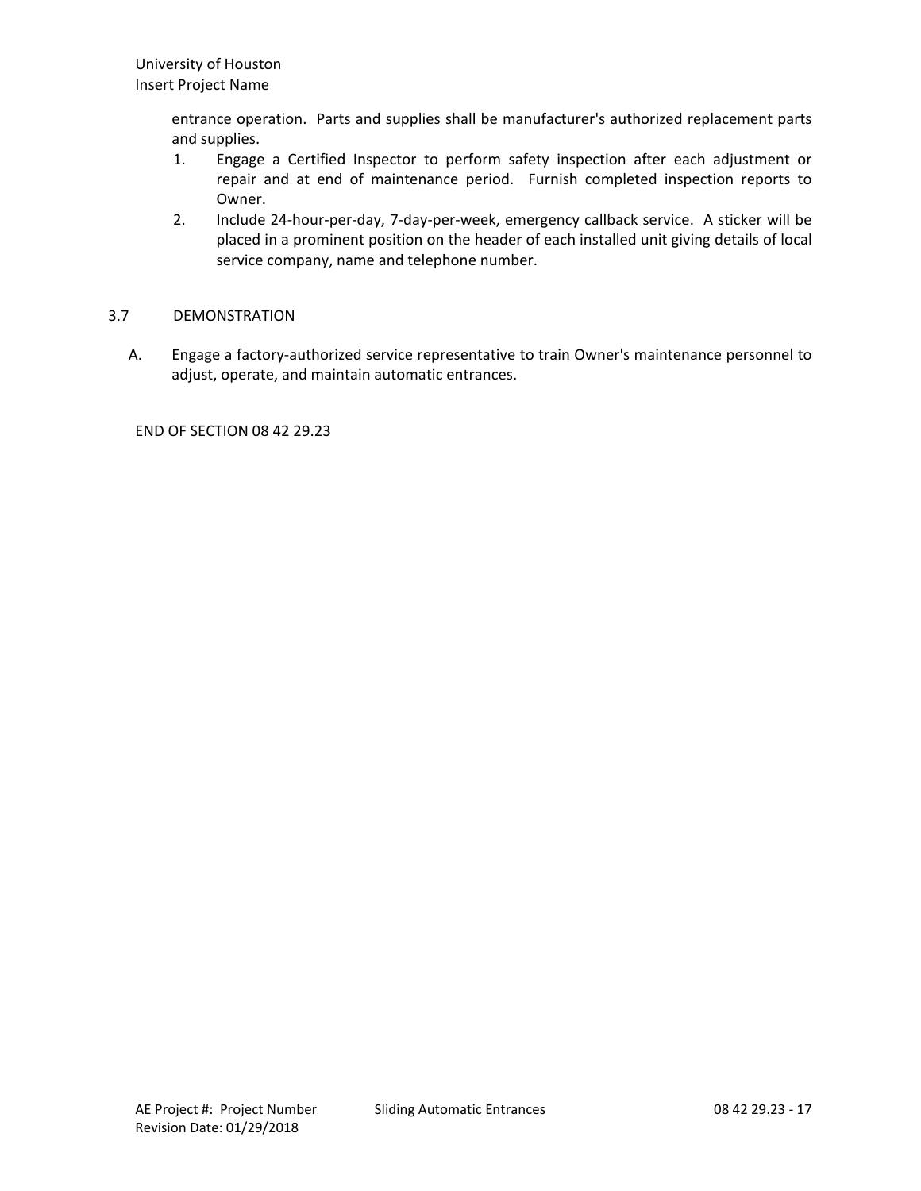entrance operation. Parts and supplies shall be manufacturer's authorized replacement parts and supplies.

1. Engage a Certified Inspector to perform safety inspection after each adjustment or repair and at end of maintenance period. Furnish completed inspection reports to Owner.
2. Include 24-hour-per-day, 7-day-per-week, emergency callback service. A sticker will be placed in a prominent position on the header of each installed unit giving details of local service company, name and telephone number.

## 3.7 DEMONSTRATION

A. Engage a factory-authorized service representative to train Owner's maintenance personnel to adjust, operate, and maintain automatic entrances.

END OF SECTION 08 42 29.23